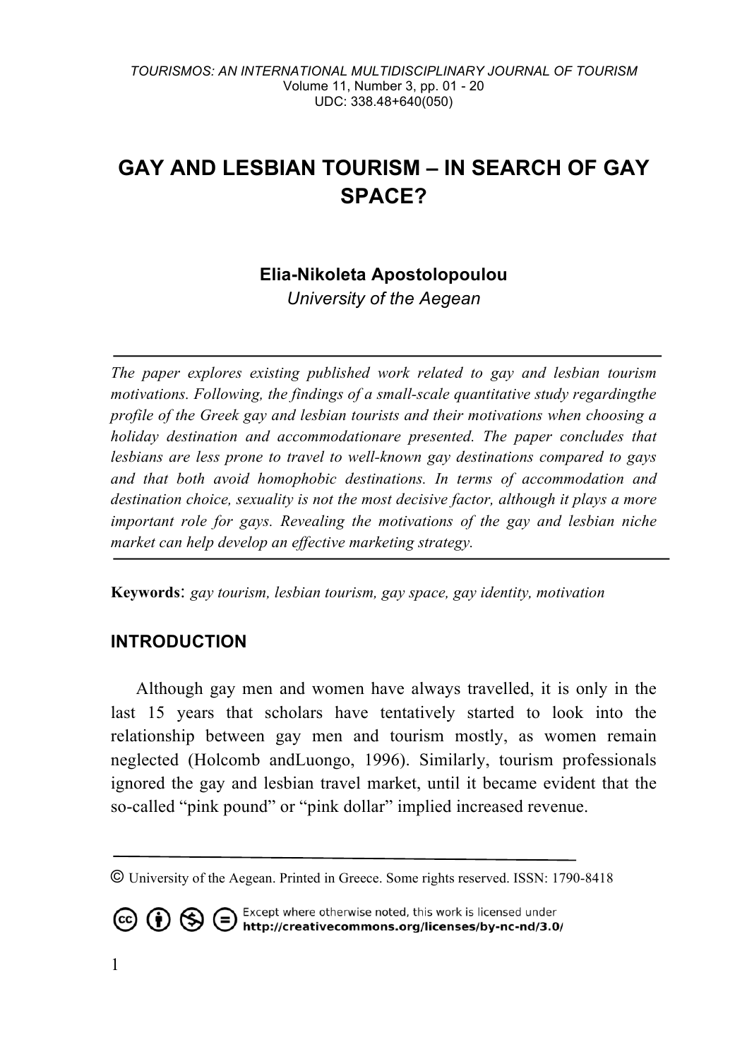# GAY AND LESBIAN TOURISM – IN SEARCH OF GAY SPACE?

**Elia-Nikoleta Apostolopoulou**
*University of the Aegean*

---

*The paper explores existing published work related to gay and lesbian tourism motivations. Following, the findings of a small-scale quantitative study regardingthe profile of the Greek gay and lesbian tourists and their motivations when choosing a holiday destination and accommodationare presented. The paper concludes that lesbians are less prone to travel to well-known gay destinations compared to gays and that both avoid homophobic destinations. In terms of accommodation and destination choice, sexuality is not the most decisive factor, although it plays a more important role for gays. Revealing the motivations of the gay and lesbian niche market can help develop an effective marketing strategy.*

---

**Keywords**: *gay tourism, lesbian tourism, gay space, gay identity, motivation*

## INTRODUCTION

Although gay men and women have always travelled, it is only in the last 15 years that scholars have tentatively started to look into the relationship between gay men and tourism mostly, as women remain neglected (Holcomb andLuongo, 1996). Similarly, tourism professionals ignored the gay and lesbian travel market, until it became evident that the so-called "pink pound" or "pink dollar" implied increased revenue.

---

© University of the Aegean. Printed in Greece. Some rights reserved. ISSN: 1790-8418

Except where otherwise noted, this work is licensed under http://creativecommons.org/licenses/by-nc-nd/3.0/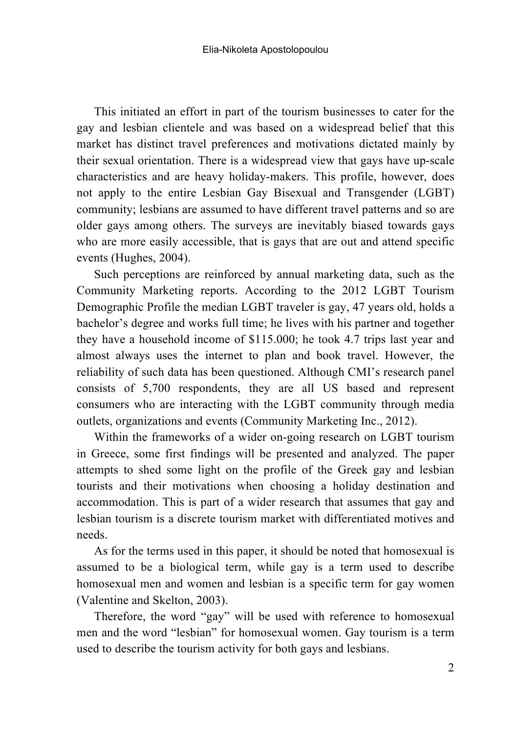This initiated an effort in part of the tourism businesses to cater for the gay and lesbian clientele and was based on a widespread belief that this market has distinct travel preferences and motivations dictated mainly by their sexual orientation. There is a widespread view that gays have up-scale characteristics and are heavy holiday-makers. This profile, however, does not apply to the entire Lesbian Gay Bisexual and Transgender (LGBT) community; lesbians are assumed to have different travel patterns and so are older gays among others. The surveys are inevitably biased towards gays who are more easily accessible, that is gays that are out and attend specific events (Hughes, 2004).

Such perceptions are reinforced by annual marketing data, such as the Community Marketing reports. According to the 2012 LGBT Tourism Demographic Profile the median LGBT traveler is gay, 47 years old, holds a bachelor's degree and works full time; he lives with his partner and together they have a household income of $115.000; he took 4.7 trips last year and almost always uses the internet to plan and book travel. However, the reliability of such data has been questioned. Although CMI's research panel consists of 5,700 respondents, they are all US based and represent consumers who are interacting with the LGBT community through media outlets, organizations and events (Community Marketing Inc., 2012).

Within the frameworks of a wider on-going research on LGBT tourism in Greece, some first findings will be presented and analyzed. The paper attempts to shed some light on the profile of the Greek gay and lesbian tourists and their motivations when choosing a holiday destination and accommodation. This is part of a wider research that assumes that gay and lesbian tourism is a discrete tourism market with differentiated motives and needs.

As for the terms used in this paper, it should be noted that homosexual is assumed to be a biological term, while gay is a term used to describe homosexual men and women and lesbian is a specific term for gay women (Valentine and Skelton, 2003).

Therefore, the word "gay" will be used with reference to homosexual men and the word "lesbian" for homosexual women. Gay tourism is a term used to describe the tourism activity for both gays and lesbians.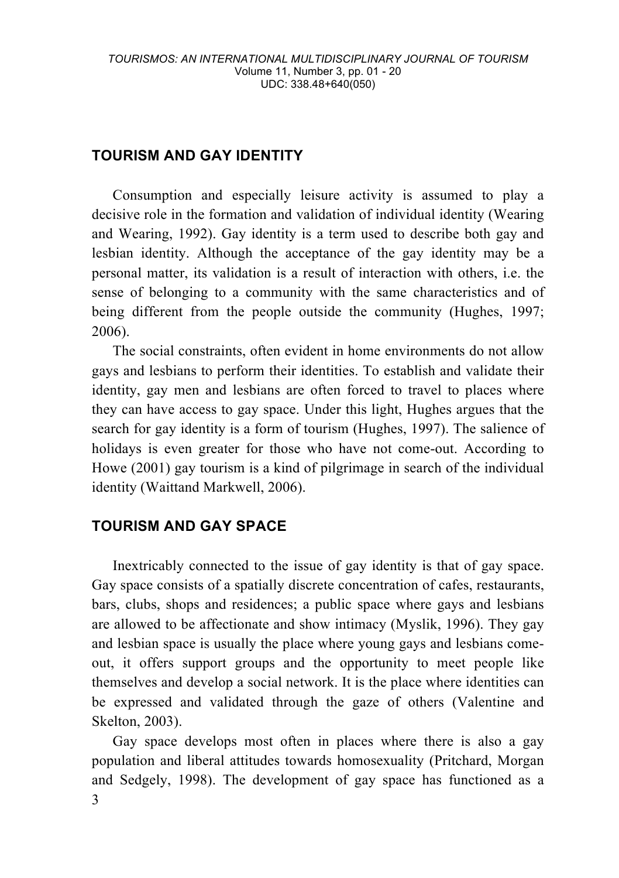## TOURISM AND GAY IDENTITY

Consumption and especially leisure activity is assumed to play a decisive role in the formation and validation of individual identity (Wearing and Wearing, 1992). Gay identity is a term used to describe both gay and lesbian identity. Although the acceptance of the gay identity may be a personal matter, its validation is a result of interaction with others, i.e. the sense of belonging to a community with the same characteristics and of being different from the people outside the community (Hughes, 1997; 2006).

The social constraints, often evident in home environments do not allow gays and lesbians to perform their identities. To establish and validate their identity, gay men and lesbians are often forced to travel to places where they can have access to gay space. Under this light, Hughes argues that the search for gay identity is a form of tourism (Hughes, 1997). The salience of holidays is even greater for those who have not come-out. According to Howe (2001) gay tourism is a kind of pilgrimage in search of the individual identity (Waittand Markwell, 2006).

## TOURISM AND GAY SPACE

Inextricably connected to the issue of gay identity is that of gay space. Gay space consists of a spatially discrete concentration of cafes, restaurants, bars, clubs, shops and residences; a public space where gays and lesbians are allowed to be affectionate and show intimacy (Myslik, 1996). They gay and lesbian space is usually the place where young gays and lesbians come-out, it offers support groups and the opportunity to meet people like themselves and develop a social network. It is the place where identities can be expressed and validated through the gaze of others (Valentine and Skelton, 2003).

Gay space develops most often in places where there is also a gay population and liberal attitudes towards homosexuality (Pritchard, Morgan and Sedgely, 1998). The development of gay space has functioned as a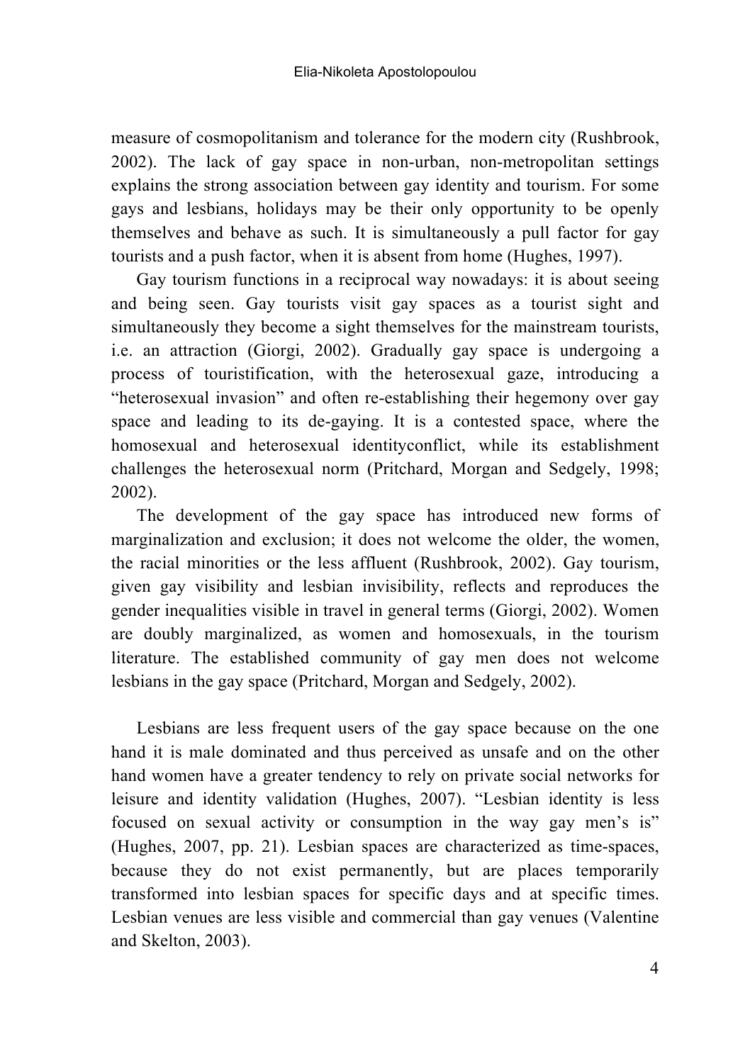measure of cosmopolitanism and tolerance for the modern city (Rushbrook, 2002). The lack of gay space in non-urban, non-metropolitan settings explains the strong association between gay identity and tourism. For some gays and lesbians, holidays may be their only opportunity to be openly themselves and behave as such. It is simultaneously a pull factor for gay tourists and a push factor, when it is absent from home (Hughes, 1997).

Gay tourism functions in a reciprocal way nowadays: it is about seeing and being seen. Gay tourists visit gay spaces as a tourist sight and simultaneously they become a sight themselves for the mainstream tourists, i.e. an attraction (Giorgi, 2002). Gradually gay space is undergoing a process of touristification, with the heterosexual gaze, introducing a "heterosexual invasion" and often re-establishing their hegemony over gay space and leading to its de-gaying. It is a contested space, where the homosexual and heterosexual identityconflict, while its establishment challenges the heterosexual norm (Pritchard, Morgan and Sedgely, 1998; 2002).

The development of the gay space has introduced new forms of marginalization and exclusion; it does not welcome the older, the women, the racial minorities or the less affluent (Rushbrook, 2002). Gay tourism, given gay visibility and lesbian invisibility, reflects and reproduces the gender inequalities visible in travel in general terms (Giorgi, 2002). Women are doubly marginalized, as women and homosexuals, in the tourism literature. The established community of gay men does not welcome lesbians in the gay space (Pritchard, Morgan and Sedgely, 2002).

Lesbians are less frequent users of the gay space because on the one hand it is male dominated and thus perceived as unsafe and on the other hand women have a greater tendency to rely on private social networks for leisure and identity validation (Hughes, 2007). "Lesbian identity is less focused on sexual activity or consumption in the way gay men's is" (Hughes, 2007, pp. 21). Lesbian spaces are characterized as time-spaces, because they do not exist permanently, but are places temporarily transformed into lesbian spaces for specific days and at specific times. Lesbian venues are less visible and commercial than gay venues (Valentine and Skelton, 2003).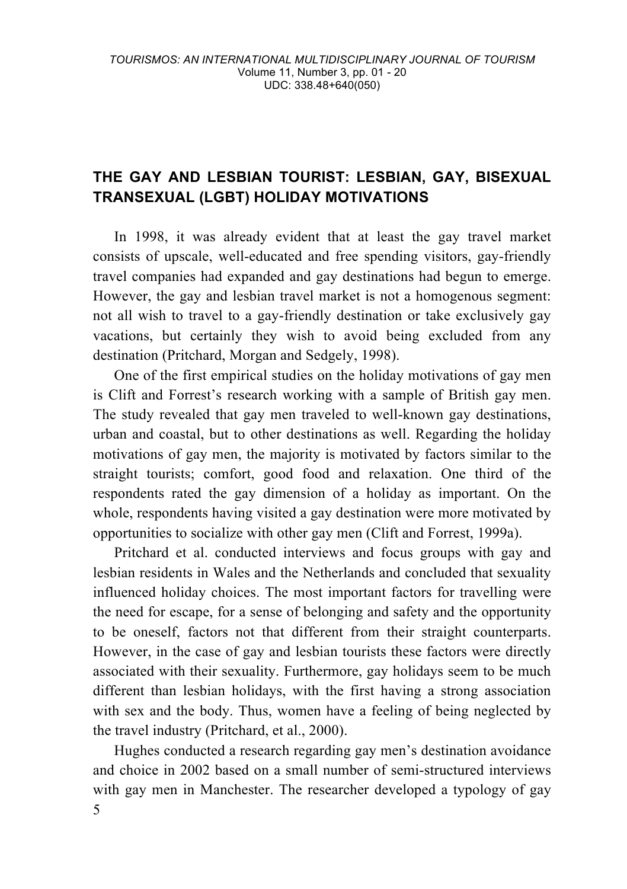## THE GAY AND LESBIAN TOURIST: LESBIAN, GAY, BISEXUAL TRANSEXUAL (LGBT) HOLIDAY MOTIVATIONS

In 1998, it was already evident that at least the gay travel market consists of upscale, well-educated and free spending visitors, gay-friendly travel companies had expanded and gay destinations had begun to emerge. However, the gay and lesbian travel market is not a homogenous segment: not all wish to travel to a gay-friendly destination or take exclusively gay vacations, but certainly they wish to avoid being excluded from any destination (Pritchard, Morgan and Sedgely, 1998).

One of the first empirical studies on the holiday motivations of gay men is Clift and Forrest's research working with a sample of British gay men. The study revealed that gay men traveled to well-known gay destinations, urban and coastal, but to other destinations as well. Regarding the holiday motivations of gay men, the majority is motivated by factors similar to the straight tourists; comfort, good food and relaxation. One third of the respondents rated the gay dimension of a holiday as important. On the whole, respondents having visited a gay destination were more motivated by opportunities to socialize with other gay men (Clift and Forrest, 1999a).

Pritchard et al. conducted interviews and focus groups with gay and lesbian residents in Wales and the Netherlands and concluded that sexuality influenced holiday choices. The most important factors for travelling were the need for escape, for a sense of belonging and safety and the opportunity to be oneself, factors not that different from their straight counterparts. However, in the case of gay and lesbian tourists these factors were directly associated with their sexuality. Furthermore, gay holidays seem to be much different than lesbian holidays, with the first having a strong association with sex and the body. Thus, women have a feeling of being neglected by the travel industry (Pritchard, et al., 2000).

Hughes conducted a research regarding gay men's destination avoidance and choice in 2002 based on a small number of semi-structured interviews with gay men in Manchester. The researcher developed a typology of gay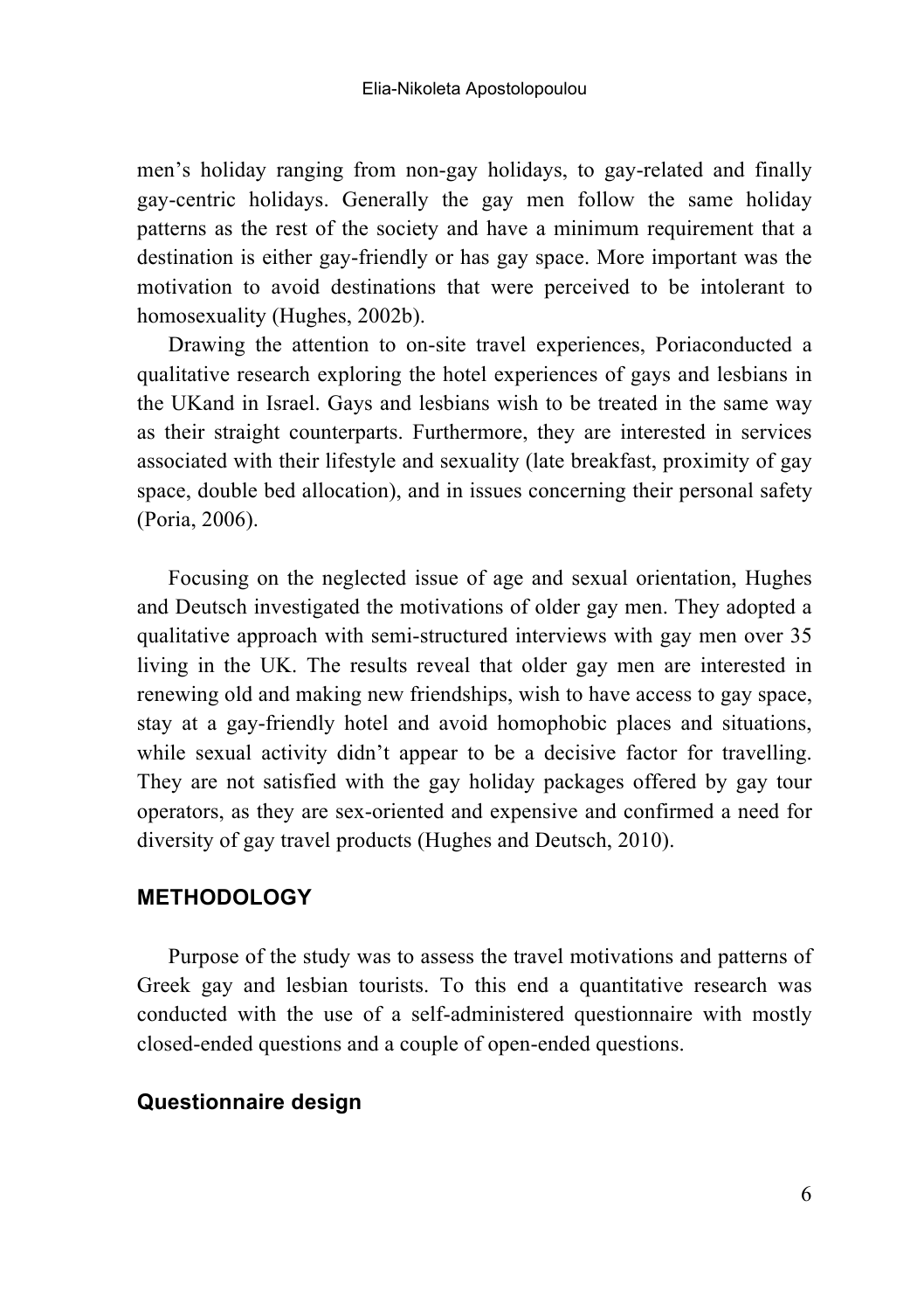men's holiday ranging from non-gay holidays, to gay-related and finally gay-centric holidays. Generally the gay men follow the same holiday patterns as the rest of the society and have a minimum requirement that a destination is either gay-friendly or has gay space. More important was the motivation to avoid destinations that were perceived to be intolerant to homosexuality (Hughes, 2002b).

Drawing the attention to on-site travel experiences, Poriaconducted a qualitative research exploring the hotel experiences of gays and lesbians in the UKand in Israel. Gays and lesbians wish to be treated in the same way as their straight counterparts. Furthermore, they are interested in services associated with their lifestyle and sexuality (late breakfast, proximity of gay space, double bed allocation), and in issues concerning their personal safety (Poria, 2006).

Focusing on the neglected issue of age and sexual orientation, Hughes and Deutsch investigated the motivations of older gay men. They adopted a qualitative approach with semi-structured interviews with gay men over 35 living in the UK. The results reveal that older gay men are interested in renewing old and making new friendships, wish to have access to gay space, stay at a gay-friendly hotel and avoid homophobic places and situations, while sexual activity didn't appear to be a decisive factor for travelling. They are not satisfied with the gay holiday packages offered by gay tour operators, as they are sex-oriented and expensive and confirmed a need for diversity of gay travel products (Hughes and Deutsch, 2010).

## METHODOLOGY

Purpose of the study was to assess the travel motivations and patterns of Greek gay and lesbian tourists. To this end a quantitative research was conducted with the use of a self-administered questionnaire with mostly closed-ended questions and a couple of open-ended questions.

### Questionnaire design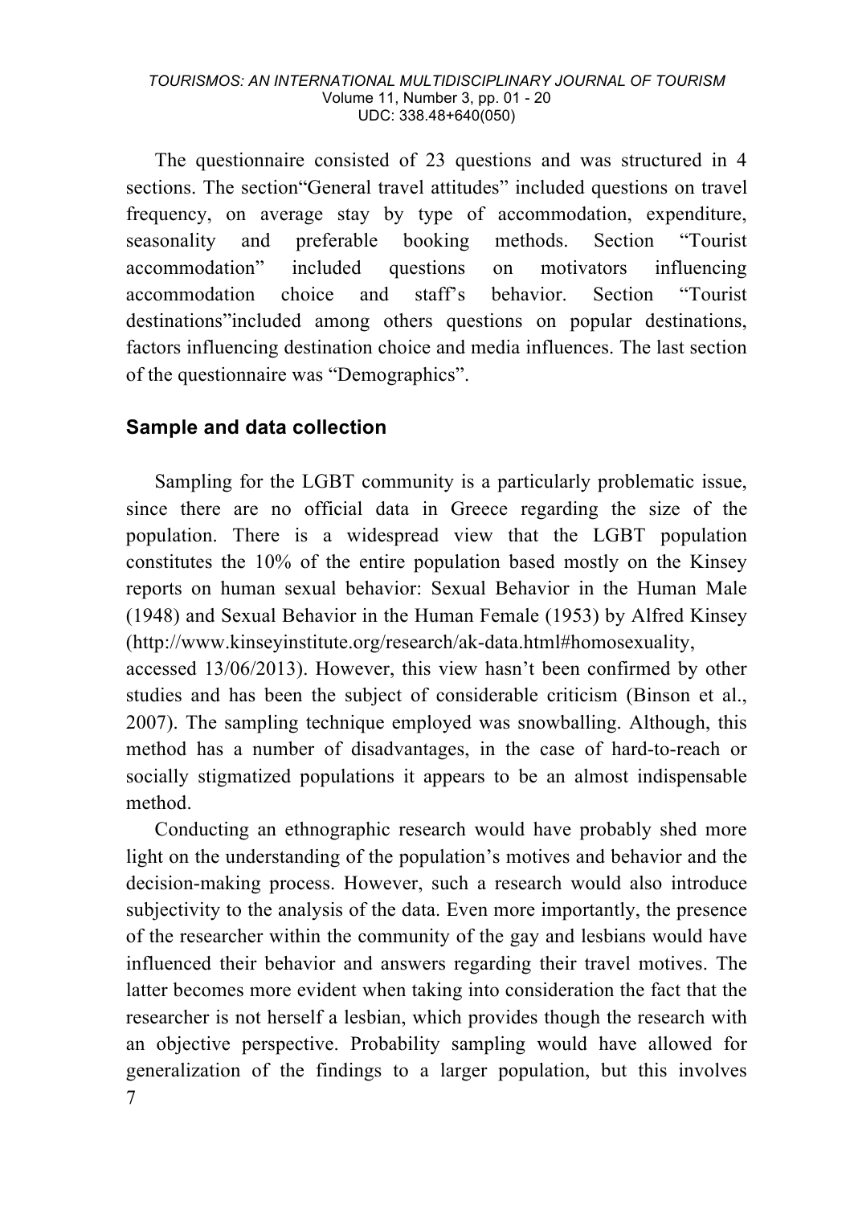The questionnaire consisted of 23 questions and was structured in 4 sections. The section"General travel attitudes" included questions on travel frequency, on average stay by type of accommodation, expenditure, seasonality and preferable booking methods. Section "Tourist accommodation" included questions on motivators influencing accommodation choice and staff's behavior. Section "Tourist destinations"included among others questions on popular destinations, factors influencing destination choice and media influences. The last section of the questionnaire was "Demographics".

## Sample and data collection

Sampling for the LGBT community is a particularly problematic issue, since there are no official data in Greece regarding the size of the population. There is a widespread view that the LGBT population constitutes the 10% of the entire population based mostly on the Kinsey reports on human sexual behavior: Sexual Behavior in the Human Male (1948) and Sexual Behavior in the Human Female (1953) by Alfred Kinsey (http://www.kinseyinstitute.org/research/ak-data.html#homosexuality, accessed 13/06/2013). However, this view hasn't been confirmed by other studies and has been the subject of considerable criticism (Binson et al., 2007). The sampling technique employed was snowballing. Although, this method has a number of disadvantages, in the case of hard-to-reach or socially stigmatized populations it appears to be an almost indispensable method.

Conducting an ethnographic research would have probably shed more light on the understanding of the population's motives and behavior and the decision-making process. However, such a research would also introduce subjectivity to the analysis of the data. Even more importantly, the presence of the researcher within the community of the gay and lesbians would have influenced their behavior and answers regarding their travel motives. The latter becomes more evident when taking into consideration the fact that the researcher is not herself a lesbian, which provides though the research with an objective perspective. Probability sampling would have allowed for generalization of the findings to a larger population, but this involves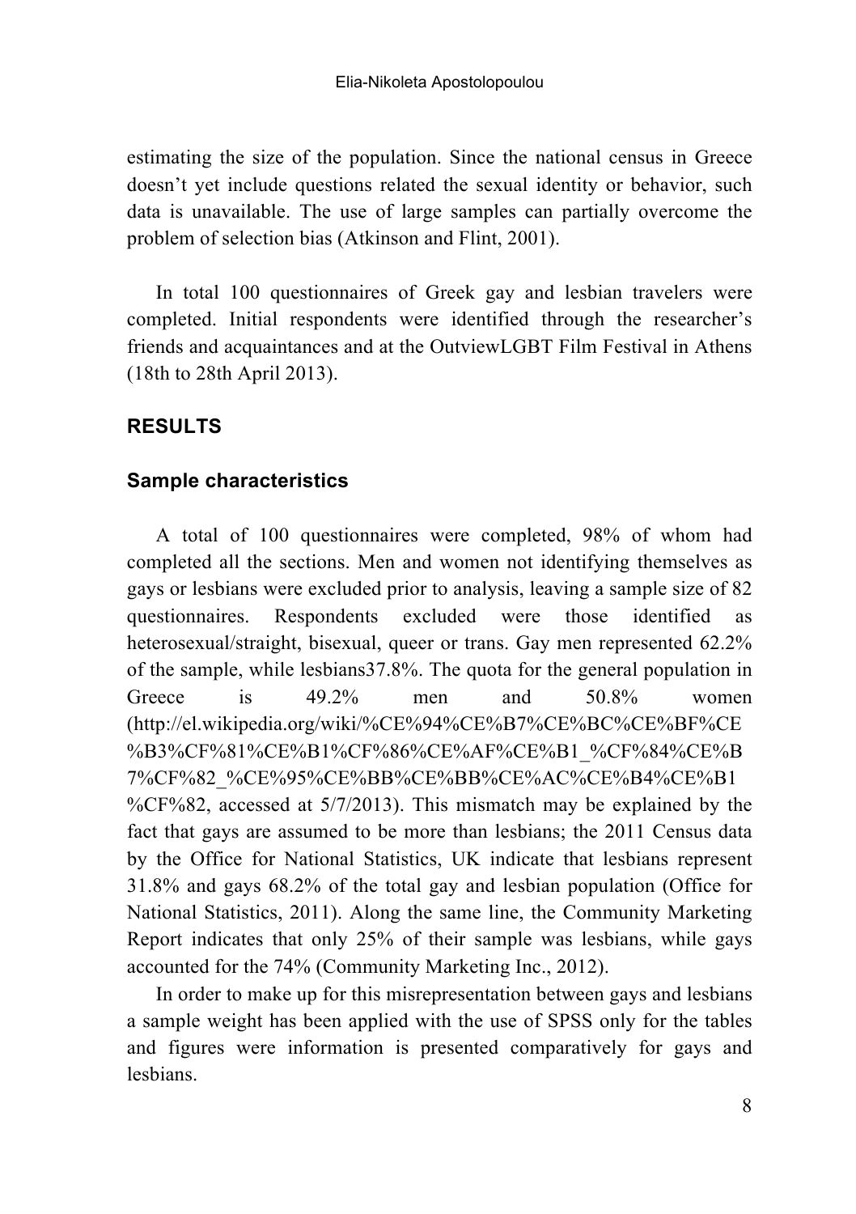estimating the size of the population. Since the national census in Greece doesn't yet include questions related the sexual identity or behavior, such data is unavailable. The use of large samples can partially overcome the problem of selection bias (Atkinson and Flint, 2001).

In total 100 questionnaires of Greek gay and lesbian travelers were completed. Initial respondents were identified through the researcher's friends and acquaintances and at the OutviewLGBT Film Festival in Athens (18th to 28th April 2013).

## RESULTS

### Sample characteristics

A total of 100 questionnaires were completed, 98% of whom had completed all the sections. Men and women not identifying themselves as gays or lesbians were excluded prior to analysis, leaving a sample size of 82 questionnaires. Respondents excluded were those identified as heterosexual/straight, bisexual, queer or trans. Gay men represented 62.2% of the sample, while lesbians37.8%. The quota for the general population in Greece is 49.2% men and 50.8% women (http://el.wikipedia.org/wiki/%CE%94%CE%B7%CE%BC%CE%BF%CE%B3%CF%81%CE%B1%CF%86%CE%AF%CE%B1_%CF%84%CE%B7%CF%82_%CE%95%CE%BB%CE%BB%CE%AC%CE%B4%CE%B1%CF%82, accessed at 5/7/2013). This mismatch may be explained by the fact that gays are assumed to be more than lesbians; the 2011 Census data by the Office for National Statistics, UK indicate that lesbians represent 31.8% and gays 68.2% of the total gay and lesbian population (Office for National Statistics, 2011). Along the same line, the Community Marketing Report indicates that only 25% of their sample was lesbians, while gays accounted for the 74% (Community Marketing Inc., 2012).

In order to make up for this misrepresentation between gays and lesbians a sample weight has been applied with the use of SPSS only for the tables and figures were information is presented comparatively for gays and lesbians.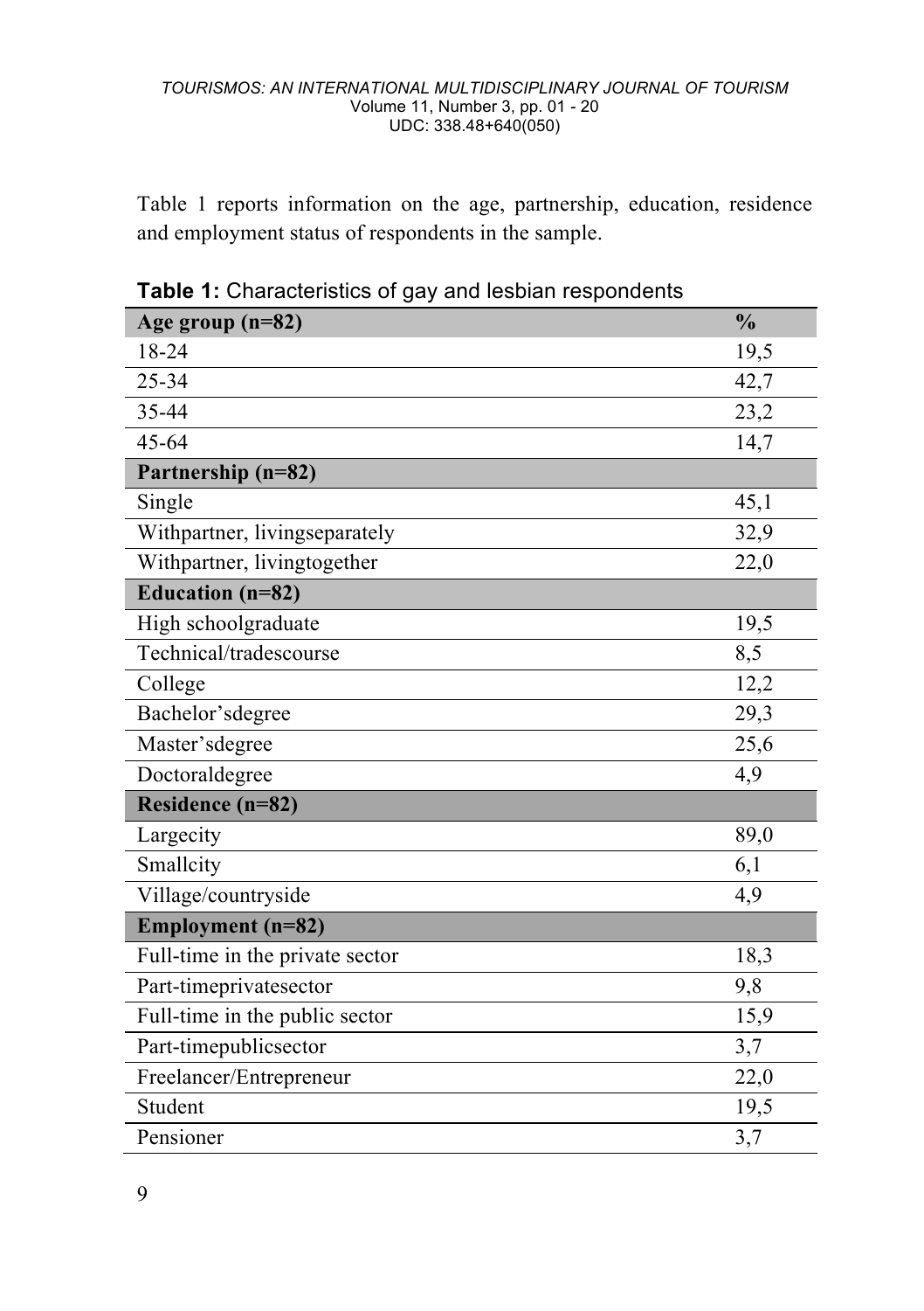Table 1 reports information on the age, partnership, education, residence and employment status of respondents in the sample.

**Table 1:** Characteristics of gay and lesbian respondents

| **Age group (n=82)** | **%** |
|---|---|
| 18-24 | 19,5 |
| 25-34 | 42,7 |
| 35-44 | 23,2 |
| 45-64 | 14,7 |
| **Partnership (n=82)** | |
| Single | 45,1 |
| Withpartner, livingseparately | 32,9 |
| Withpartner, livingtogether | 22,0 |
| **Education (n=82)** | |
| High schoolgraduate | 19,5 |
| Technical/tradescourse | 8,5 |
| College | 12,2 |
| Bachelor'sdegree | 29,3 |
| Master'sdegree | 25,6 |
| Doctoraldegree | 4,9 |
| **Residence (n=82)** | |
| Largecity | 89,0 |
| Smallcity | 6,1 |
| Village/countryside | 4,9 |
| **Employment (n=82)** | |
| Full-time in the private sector | 18,3 |
| Part-timeprivatesector | 9,8 |
| Full-time in the public sector | 15,9 |
| Part-timepublicsector | 3,7 |
| Freelancer/Entrepreneur | 22,0 |
| Student | 19,5 |
| Pensioner | 3,7 |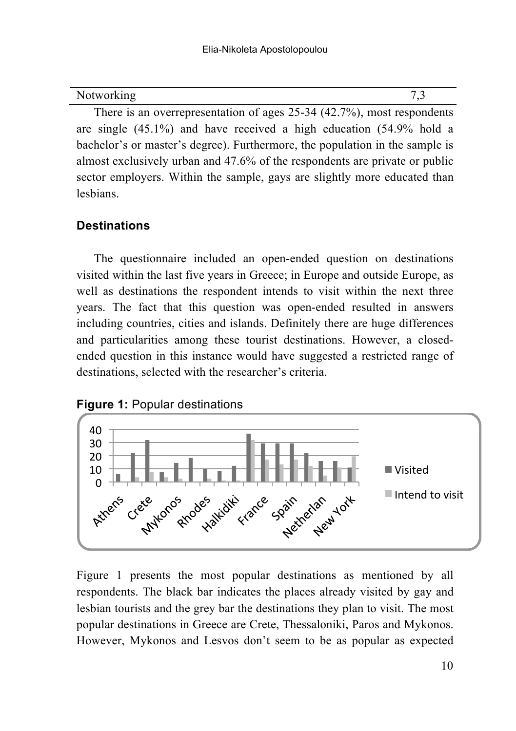| Notworking | 7,3 |
|---|---|

There is an overrepresentation of ages 25-34 (42.7%), most respondents are single (45.1%) and have received a high education (54.9% hold a bachelor's or master's degree). Furthermore, the population in the sample is almost exclusively urban and 47.6% of the respondents are private or public sector employers. Within the sample, gays are slightly more educated than lesbians.

### Destinations

The questionnaire included an open-ended question on destinations visited within the last five years in Greece; in Europe and outside Europe, as well as destinations the respondent intends to visit within the next three years. The fact that this question was open-ended resulted in answers including countries, cities and islands. Definitely there are huge differences and particularities among these tourist destinations. However, a closed-ended question in this instance would have suggested a restricted range of destinations, selected with the researcher's criteria.

**Figure 1:** Popular destinations

Figure 1 presents the most popular destinations as mentioned by all respondents. The black bar indicates the places already visited by gay and lesbian tourists and the grey bar the destinations they plan to visit. The most popular destinations in Greece are Crete, Thessaloniki, Paros and Mykonos. However, Mykonos and Lesvos don't seem to be as popular as expected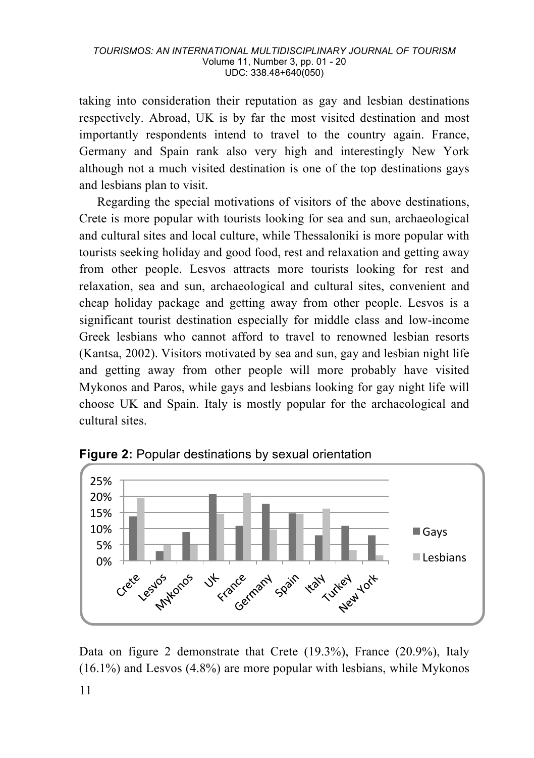taking into consideration their reputation as gay and lesbian destinations respectively. Abroad, UK is by far the most visited destination and most importantly respondents intend to travel to the country again. France, Germany and Spain rank also very high and interestingly New York although not a much visited destination is one of the top destinations gays and lesbians plan to visit.

Regarding the special motivations of visitors of the above destinations, Crete is more popular with tourists looking for sea and sun, archaeological and cultural sites and local culture, while Thessaloniki is more popular with tourists seeking holiday and good food, rest and relaxation and getting away from other people. Lesvos attracts more tourists looking for rest and relaxation, sea and sun, archaeological and cultural sites, convenient and cheap holiday package and getting away from other people. Lesvos is a significant tourist destination especially for middle class and low-income Greek lesbians who cannot afford to travel to renowned lesbian resorts (Kantsa, 2002). Visitors motivated by sea and sun, gay and lesbian night life and getting away from other people will more probably have visited Mykonos and Paros, while gays and lesbians looking for gay night life will choose UK and Spain. Italy is mostly popular for the archaeological and cultural sites.

**Figure 2:** Popular destinations by sexual orientation

Data on figure 2 demonstrate that Crete (19.3%), France (20.9%), Italy (16.1%) and Lesvos (4.8%) are more popular with lesbians, while Mykonos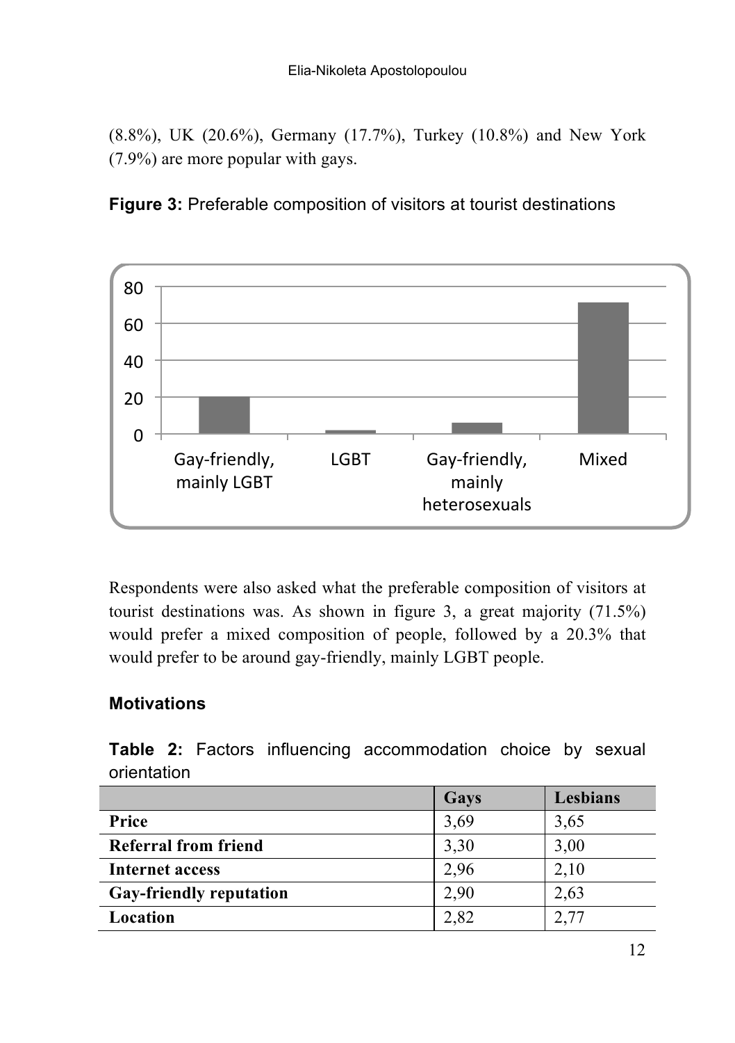(8.8%), UK (20.6%), Germany (17.7%), Turkey (10.8%) and New York (7.9%) are more popular with gays.

**Figure 3:** Preferable composition of visitors at tourist destinations

Respondents were also asked what the preferable composition of visitors at tourist destinations was. As shown in figure 3, a great majority (71.5%) would prefer a mixed composition of people, followed by a 20.3% that would prefer to be around gay-friendly, mainly LGBT people.

## Motivations

**Table 2:** Factors influencing accommodation choice by sexual orientation

| | Gays | Lesbians |
|---|---|---|
| **Price** | 3,69 | 3,65 |
| **Referral from friend** | 3,30 | 3,00 |
| **Internet access** | 2,96 | 2,10 |
| **Gay-friendly reputation** | 2,90 | 2,63 |
| **Location** | 2,82 | 2,77 |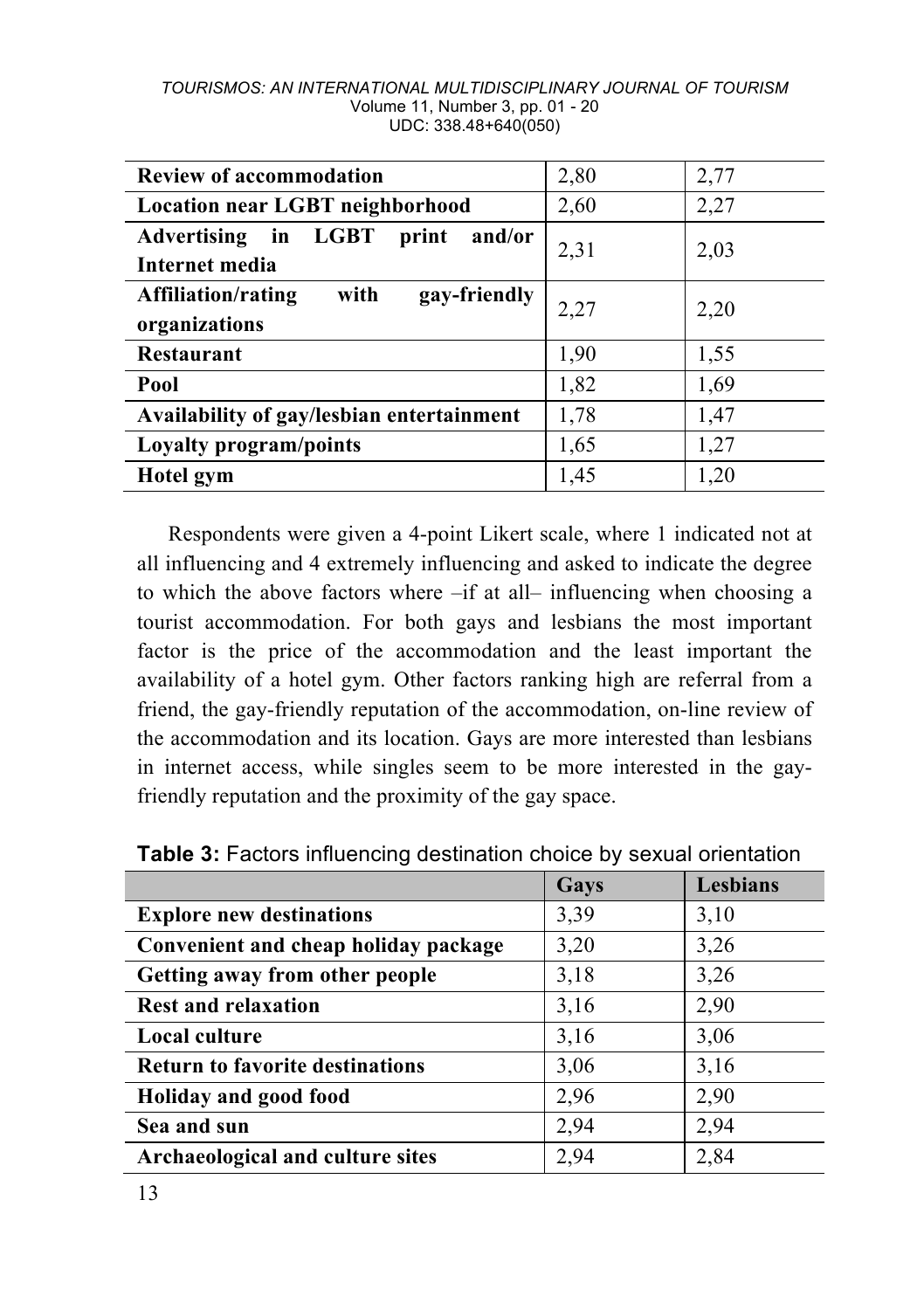| | | |
|---|---|---|
| **Review of accommodation** | 2,80 | 2,77 |
| **Location near LGBT neighborhood** | 2,60 | 2,27 |
| **Advertising in LGBT print and/or Internet media** | 2,31 | 2,03 |
| **Affiliation/rating with gay-friendly organizations** | 2,27 | 2,20 |
| **Restaurant** | 1,90 | 1,55 |
| **Pool** | 1,82 | 1,69 |
| **Availability of gay/lesbian entertainment** | 1,78 | 1,47 |
| **Loyalty program/points** | 1,65 | 1,27 |
| **Hotel gym** | 1,45 | 1,20 |

Respondents were given a 4-point Likert scale, where 1 indicated not at all influencing and 4 extremely influencing and asked to indicate the degree to which the above factors where –if at all– influencing when choosing a tourist accommodation. For both gays and lesbians the most important factor is the price of the accommodation and the least important the availability of a hotel gym. Other factors ranking high are referral from a friend, the gay-friendly reputation of the accommodation, on-line review of the accommodation and its location. Gays are more interested than lesbians in internet access, while singles seem to be more interested in the gay-friendly reputation and the proximity of the gay space.

**Table 3:** Factors influencing destination choice by sexual orientation

| | Gays | Lesbians |
|---|---|---|
| **Explore new destinations** | 3,39 | 3,10 |
| **Convenient and cheap holiday package** | 3,20 | 3,26 |
| **Getting away from other people** | 3,18 | 3,26 |
| **Rest and relaxation** | 3,16 | 2,90 |
| **Local culture** | 3,16 | 3,06 |
| **Return to favorite destinations** | 3,06 | 3,16 |
| **Holiday and good food** | 2,96 | 2,90 |
| **Sea and sun** | 2,94 | 2,94 |
| **Archaeological and culture sites** | 2,94 | 2,84 |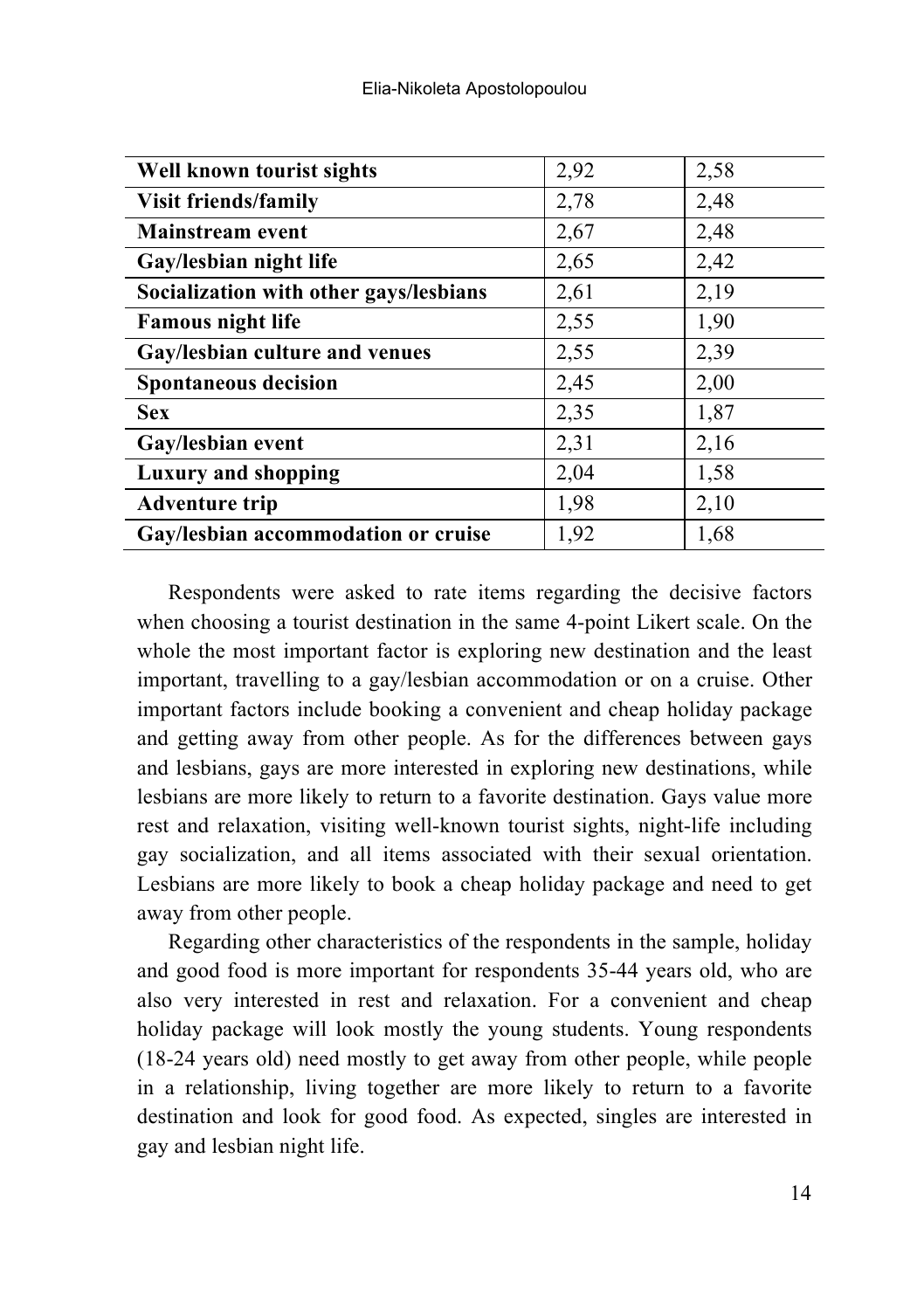| | | |
|---|---|---|
| **Well known tourist sights** | 2,92 | 2,58 |
| **Visit friends/family** | 2,78 | 2,48 |
| **Mainstream event** | 2,67 | 2,48 |
| **Gay/lesbian night life** | 2,65 | 2,42 |
| **Socialization with other gays/lesbians** | 2,61 | 2,19 |
| **Famous night life** | 2,55 | 1,90 |
| **Gay/lesbian culture and venues** | 2,55 | 2,39 |
| **Spontaneous decision** | 2,45 | 2,00 |
| **Sex** | 2,35 | 1,87 |
| **Gay/lesbian event** | 2,31 | 2,16 |
| **Luxury and shopping** | 2,04 | 1,58 |
| **Adventure trip** | 1,98 | 2,10 |
| **Gay/lesbian accommodation or cruise** | 1,92 | 1,68 |

Respondents were asked to rate items regarding the decisive factors when choosing a tourist destination in the same 4-point Likert scale. On the whole the most important factor is exploring new destination and the least important, travelling to a gay/lesbian accommodation or on a cruise. Other important factors include booking a convenient and cheap holiday package and getting away from other people. As for the differences between gays and lesbians, gays are more interested in exploring new destinations, while lesbians are more likely to return to a favorite destination. Gays value more rest and relaxation, visiting well-known tourist sights, night-life including gay socialization, and all items associated with their sexual orientation. Lesbians are more likely to book a cheap holiday package and need to get away from other people.

Regarding other characteristics of the respondents in the sample, holiday and good food is more important for respondents 35-44 years old, who are also very interested in rest and relaxation. For a convenient and cheap holiday package will look mostly the young students. Young respondents (18-24 years old) need mostly to get away from other people, while people in a relationship, living together are more likely to return to a favorite destination and look for good food. As expected, singles are interested in gay and lesbian night life.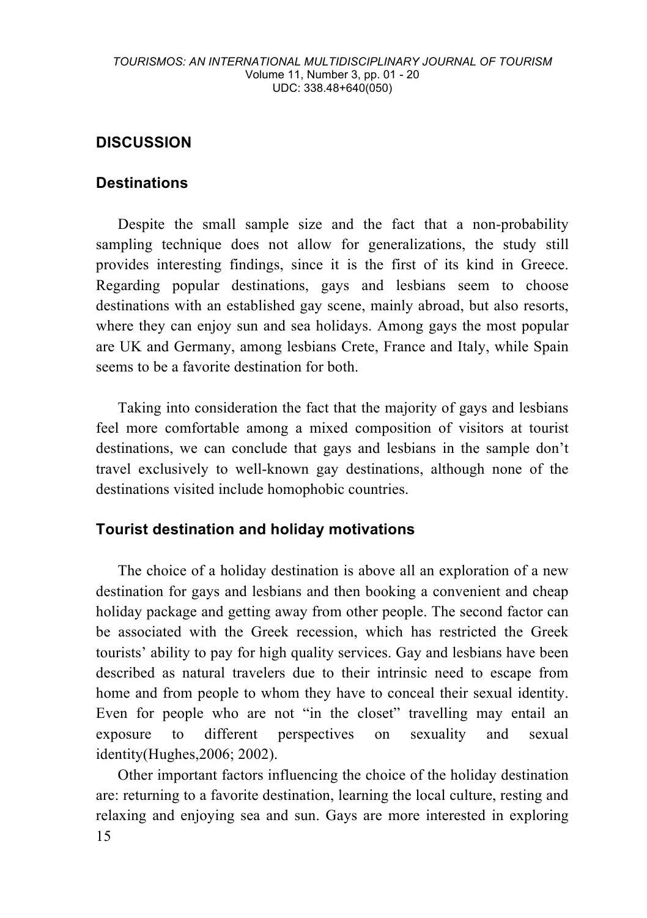## DISCUSSION

### Destinations

Despite the small sample size and the fact that a non-probability sampling technique does not allow for generalizations, the study still provides interesting findings, since it is the first of its kind in Greece. Regarding popular destinations, gays and lesbians seem to choose destinations with an established gay scene, mainly abroad, but also resorts, where they can enjoy sun and sea holidays. Among gays the most popular are UK and Germany, among lesbians Crete, France and Italy, while Spain seems to be a favorite destination for both.

Taking into consideration the fact that the majority of gays and lesbians feel more comfortable among a mixed composition of visitors at tourist destinations, we can conclude that gays and lesbians in the sample don't travel exclusively to well-known gay destinations, although none of the destinations visited include homophobic countries.

### Tourist destination and holiday motivations

The choice of a holiday destination is above all an exploration of a new destination for gays and lesbians and then booking a convenient and cheap holiday package and getting away from other people. The second factor can be associated with the Greek recession, which has restricted the Greek tourists' ability to pay for high quality services. Gay and lesbians have been described as natural travelers due to their intrinsic need to escape from home and from people to whom they have to conceal their sexual identity. Even for people who are not "in the closet" travelling may entail an exposure to different perspectives on sexuality and sexual identity(Hughes,2006; 2002).

Other important factors influencing the choice of the holiday destination are: returning to a favorite destination, learning the local culture, resting and relaxing and enjoying sea and sun. Gays are more interested in exploring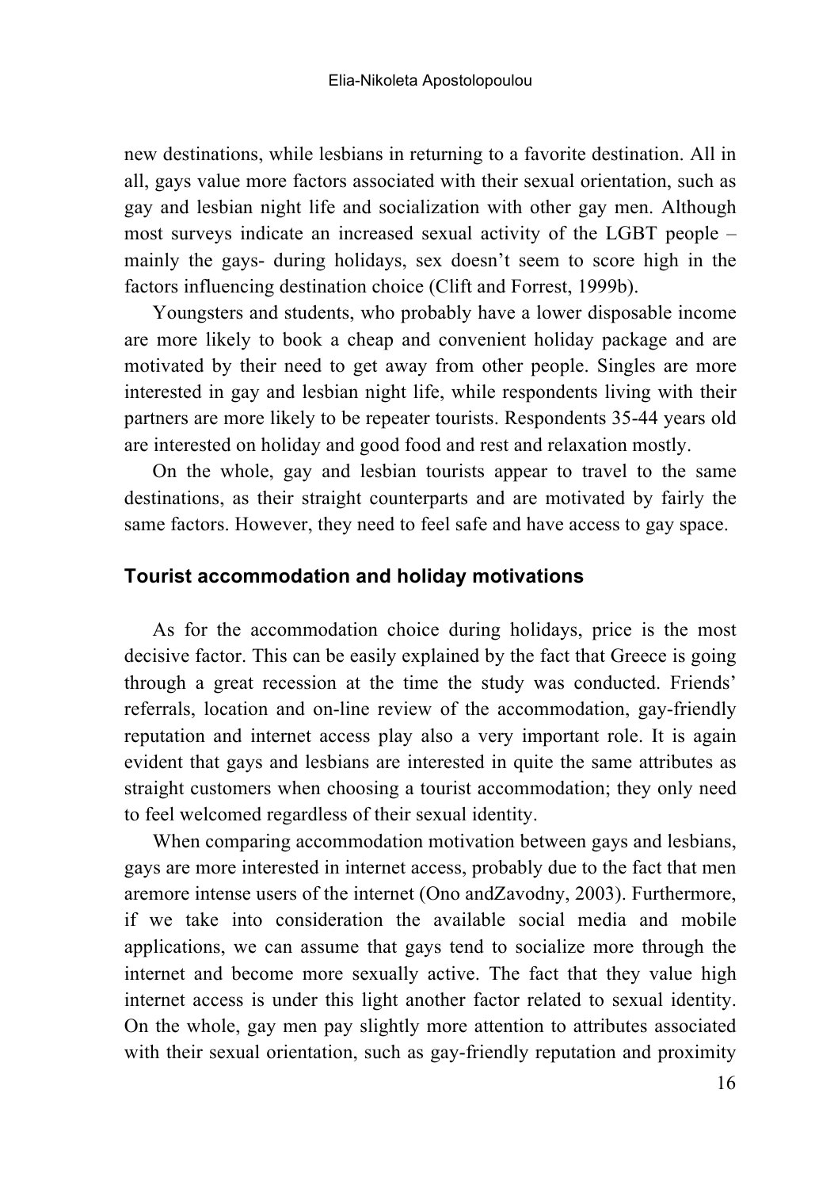new destinations, while lesbians in returning to a favorite destination. All in all, gays value more factors associated with their sexual orientation, such as gay and lesbian night life and socialization with other gay men. Although most surveys indicate an increased sexual activity of the LGBT people – mainly the gays- during holidays, sex doesn't seem to score high in the factors influencing destination choice (Clift and Forrest, 1999b).

Youngsters and students, who probably have a lower disposable income are more likely to book a cheap and convenient holiday package and are motivated by their need to get away from other people. Singles are more interested in gay and lesbian night life, while respondents living with their partners are more likely to be repeater tourists. Respondents 35-44 years old are interested on holiday and good food and rest and relaxation mostly.

On the whole, gay and lesbian tourists appear to travel to the same destinations, as their straight counterparts and are motivated by fairly the same factors. However, they need to feel safe and have access to gay space.

## Tourist accommodation and holiday motivations

As for the accommodation choice during holidays, price is the most decisive factor. This can be easily explained by the fact that Greece is going through a great recession at the time the study was conducted. Friends' referrals, location and on-line review of the accommodation, gay-friendly reputation and internet access play also a very important role. It is again evident that gays and lesbians are interested in quite the same attributes as straight customers when choosing a tourist accommodation; they only need to feel welcomed regardless of their sexual identity.

When comparing accommodation motivation between gays and lesbians, gays are more interested in internet access, probably due to the fact that men aremore intense users of the internet (Ono andZavodny, 2003). Furthermore, if we take into consideration the available social media and mobile applications, we can assume that gays tend to socialize more through the internet and become more sexually active. The fact that they value high internet access is under this light another factor related to sexual identity. On the whole, gay men pay slightly more attention to attributes associated with their sexual orientation, such as gay-friendly reputation and proximity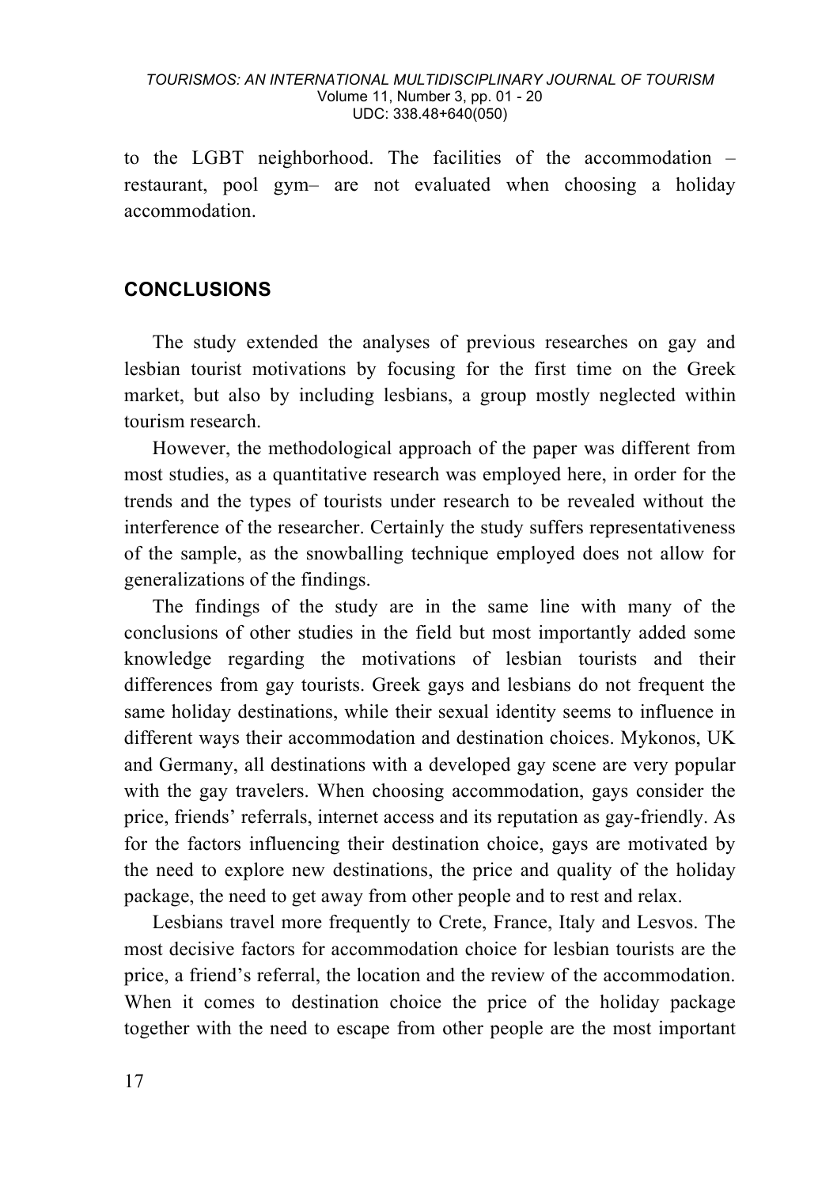to the LGBT neighborhood. The facilities of the accommodation – restaurant, pool gym– are not evaluated when choosing a holiday accommodation.

## CONCLUSIONS

The study extended the analyses of previous researches on gay and lesbian tourist motivations by focusing for the first time on the Greek market, but also by including lesbians, a group mostly neglected within tourism research.

However, the methodological approach of the paper was different from most studies, as a quantitative research was employed here, in order for the trends and the types of tourists under research to be revealed without the interference of the researcher. Certainly the study suffers representativeness of the sample, as the snowballing technique employed does not allow for generalizations of the findings.

The findings of the study are in the same line with many of the conclusions of other studies in the field but most importantly added some knowledge regarding the motivations of lesbian tourists and their differences from gay tourists. Greek gays and lesbians do not frequent the same holiday destinations, while their sexual identity seems to influence in different ways their accommodation and destination choices. Mykonos, UK and Germany, all destinations with a developed gay scene are very popular with the gay travelers. When choosing accommodation, gays consider the price, friends' referrals, internet access and its reputation as gay-friendly. As for the factors influencing their destination choice, gays are motivated by the need to explore new destinations, the price and quality of the holiday package, the need to get away from other people and to rest and relax.

Lesbians travel more frequently to Crete, France, Italy and Lesvos. The most decisive factors for accommodation choice for lesbian tourists are the price, a friend's referral, the location and the review of the accommodation. When it comes to destination choice the price of the holiday package together with the need to escape from other people are the most important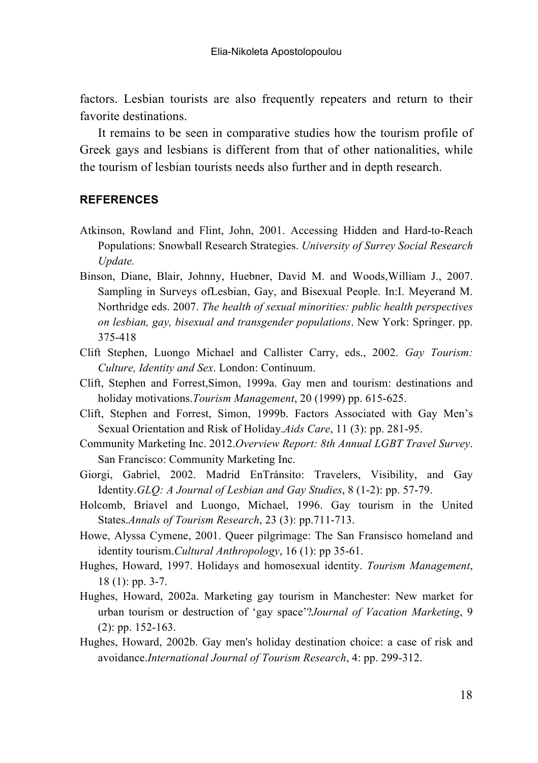factors. Lesbian tourists are also frequently repeaters and return to their favorite destinations.

It remains to be seen in comparative studies how the tourism profile of Greek gays and lesbians is different from that of other nationalities, while the tourism of lesbian tourists needs also further and in depth research.

## REFERENCES

Atkinson, Rowland and Flint, John, 2001. Accessing Hidden and Hard-to-Reach Populations: Snowball Research Strategies. *University of Surrey Social Research Update.*

Binson, Diane, Blair, Johnny, Huebner, David M. and Woods,William J., 2007. Sampling in Surveys ofLesbian, Gay, and Bisexual People. In:I. Meyerand M. Northridge eds. 2007. *The health of sexual minorities: public health perspectives on lesbian, gay, bisexual and transgender populations*. New York: Springer. pp. 375-418

Clift Stephen, Luongo Michael and Callister Carry, eds., 2002. *Gay Tourism: Culture, Identity and Sex*. London: Continuum.

Clift, Stephen and Forrest,Simon, 1999a. Gay men and tourism: destinations and holiday motivations.*Tourism Management*, 20 (1999) pp. 615-625.

Clift, Stephen and Forrest, Simon, 1999b. Factors Associated with Gay Men's Sexual Orientation and Risk of Holiday.*Aids Care*, 11 (3): pp. 281-95.

Community Marketing Inc. 2012.*Overview Report: 8th Annual LGBT Travel Survey*. San Francisco: Community Marketing Inc.

Giorgi, Gabriel, 2002. Madrid EnTránsito: Travelers, Visibility, and Gay Identity.*GLQ: A Journal of Lesbian and Gay Studies*, 8 (1-2): pp. 57-79.

Holcomb, Briavel and Luongo, Michael, 1996. Gay tourism in the United States.*Annals of Tourism Research*, 23 (3): pp.711-713.

Howe, Alyssa Cymene, 2001. Queer pilgrimage: The San Fransisco homeland and identity tourism.*Cultural Anthropology*, 16 (1): pp 35-61.

Hughes, Howard, 1997. Holidays and homosexual identity. *Tourism Management*, 18 (1): pp. 3-7.

Hughes, Howard, 2002a. Marketing gay tourism in Manchester: New market for urban tourism or destruction of 'gay space'?*Journal of Vacation Marketing*, 9 (2): pp. 152-163.

Hughes, Howard, 2002b. Gay men's holiday destination choice: a case of risk and avoidance.*International Journal of Tourism Research*, 4: pp. 299-312.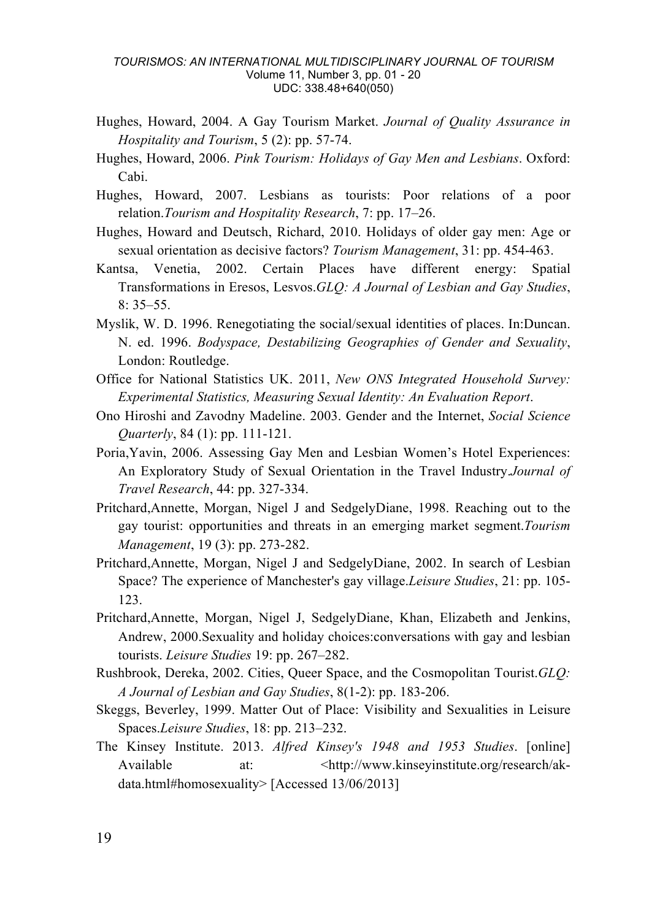Hughes, Howard, 2004. A Gay Tourism Market. *Journal of Quality Assurance in Hospitality and Tourism*, 5 (2): pp. 57-74.

Hughes, Howard, 2006. *Pink Tourism: Holidays of Gay Men and Lesbians*. Oxford: Cabi.

Hughes, Howard, 2007. Lesbians as tourists: Poor relations of a poor relation.*Tourism and Hospitality Research*, 7: pp. 17–26.

Hughes, Howard and Deutsch, Richard, 2010. Holidays of older gay men: Age or sexual orientation as decisive factors? *Tourism Management*, 31: pp. 454-463.

Kantsa, Venetia, 2002. Certain Places have different energy: Spatial Transformations in Eresos, Lesvos.*GLQ: A Journal of Lesbian and Gay Studies*, 8: 35–55.

Myslik, W. D. 1996. Renegotiating the social/sexual identities of places. In:Duncan. N. ed. 1996. *Bodyspace, Destabilizing Geographies of Gender and Sexuality*, London: Routledge.

Office for National Statistics UK. 2011, *New ONS Integrated Household Survey: Experimental Statistics, Measuring Sexual Identity: An Evaluation Report*.

Ono Hiroshi and Zavodny Madeline. 2003. Gender and the Internet, *Social Science Quarterly*, 84 (1): pp. 111-121.

Poria,Yavin, 2006. Assessing Gay Men and Lesbian Women's Hotel Experiences: An Exploratory Study of Sexual Orientation in the Travel Industry.*Journal of Travel Research*, 44: pp. 327-334.

Pritchard,Annette, Morgan, Nigel J and SedgelyDiane, 1998. Reaching out to the gay tourist: opportunities and threats in an emerging market segment.*Tourism Management*, 19 (3): pp. 273-282.

Pritchard,Annette, Morgan, Nigel J and SedgelyDiane, 2002. In search of Lesbian Space? The experience of Manchester's gay village.*Leisure Studies*, 21: pp. 105-123.

Pritchard,Annette, Morgan, Nigel J, SedgelyDiane, Khan, Elizabeth and Jenkins, Andrew, 2000.Sexuality and holiday choices:conversations with gay and lesbian tourists. *Leisure Studies* 19: pp. 267–282.

Rushbrook, Dereka, 2002. Cities, Queer Space, and the Cosmopolitan Tourist.*GLQ: A Journal of Lesbian and Gay Studies*, 8(1-2): pp. 183-206.

Skeggs, Beverley, 1999. Matter Out of Place: Visibility and Sexualities in Leisure Spaces.*Leisure Studies*, 18: pp. 213–232.

The Kinsey Institute. 2013. *Alfred Kinsey's 1948 and 1953 Studies*. [online] Available at: <http://www.kinseyinstitute.org/research/ak-data.html#homosexuality> [Accessed 13/06/2013]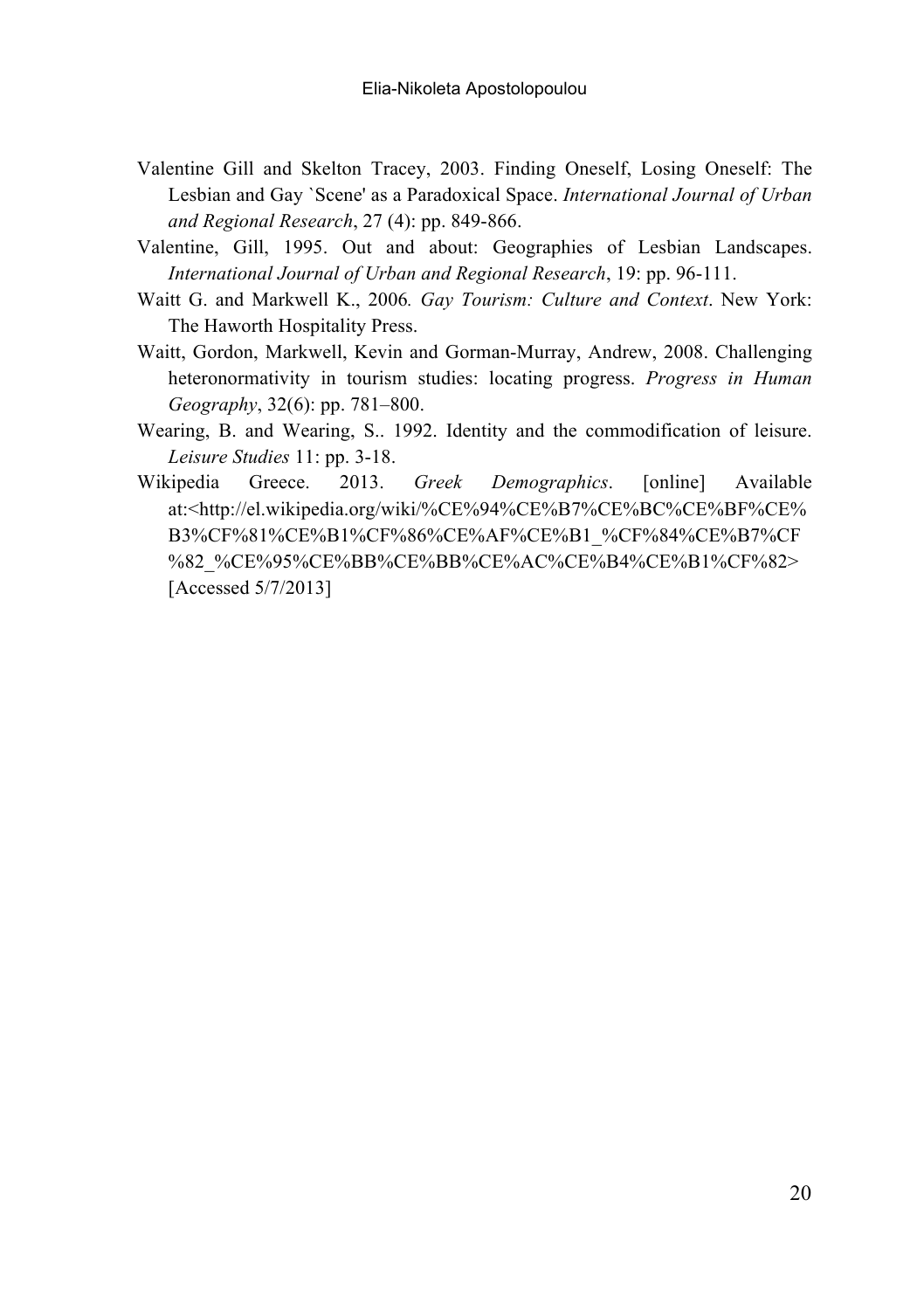Valentine Gill and Skelton Tracey, 2003. Finding Oneself, Losing Oneself: The Lesbian and Gay `Scene' as a Paradoxical Space. *International Journal of Urban and Regional Research*, 27 (4): pp. 849-866.

Valentine, Gill, 1995. Out and about: Geographies of Lesbian Landscapes. *International Journal of Urban and Regional Research*, 19: pp. 96-111.

Waitt G. and Markwell K., 2006*. Gay Tourism: Culture and Context*. New York: The Haworth Hospitality Press.

Waitt, Gordon, Markwell, Kevin and Gorman-Murray, Andrew, 2008. Challenging heteronormativity in tourism studies: locating progress. *Progress in Human Geography*, 32(6): pp. 781–800.

Wearing, B. and Wearing, S.. 1992. Identity and the commodification of leisure. *Leisure Studies* 11: pp. 3-18.

Wikipedia Greece. 2013. *Greek Demographics*. [online] Available at:<http://el.wikipedia.org/wiki/%CE%94%CE%B7%CE%BC%CE%BF%CE%B3%CF%81%CE%B1%CF%86%CE%AF%CE%B1_%CF%84%CE%B7%CF%82_%CE%95%CE%BB%CE%BB%CE%AC%CE%B4%CE%B1%CF%82> [Accessed 5/7/2013]